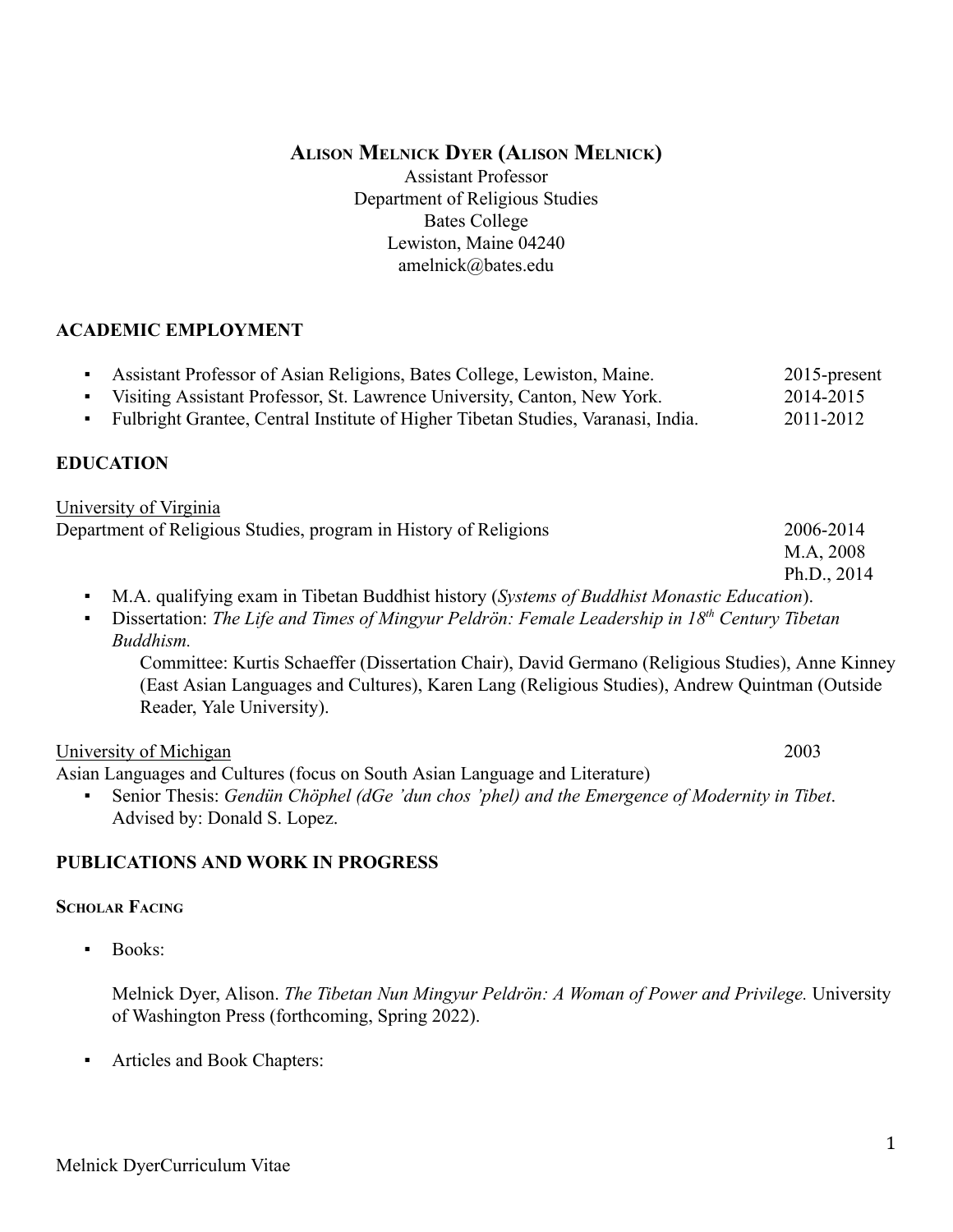# Alison Melnick Dyer (Alison Melnick)

Assistant Professor
Department of Religious Studies
Bates College
Lewiston, Maine 04240
amelnick@bates.edu

## ACADEMIC EMPLOYMENT

- Assistant Professor of Asian Religions, Bates College, Lewiston, Maine. 2015-present
- Visiting Assistant Professor, St. Lawrence University, Canton, New York. 2014-2015
- Fulbright Grantee, Central Institute of Higher Tibetan Studies, Varanasi, India. 2011-2012

## EDUCATION

University of Virginia
Department of Religious Studies, program in History of Religions 2006-2014
M.A, 2008
Ph.D., 2014

- M.A. qualifying exam in Tibetan Buddhist history (*Systems of Buddhist Monastic Education*).
- Dissertation: *The Life and Times of Mingyur Peldrön: Female Leadership in 18th Century Tibetan Buddhism.*
  Committee: Kurtis Schaeffer (Dissertation Chair), David Germano (Religious Studies), Anne Kinney (East Asian Languages and Cultures), Karen Lang (Religious Studies), Andrew Quintman (Outside Reader, Yale University).

University of Michigan 2003
Asian Languages and Cultures (focus on South Asian Language and Literature)

- Senior Thesis: *Gendün Chöphel (dGe 'dun chos 'phel) and the Emergence of Modernity in Tibet*. Advised by: Donald S. Lopez.

## PUBLICATIONS AND WORK IN PROGRESS

### Scholar Facing

- Books:

  Melnick Dyer, Alison. *The Tibetan Nun Mingyur Peldrön: A Woman of Power and Privilege.* University of Washington Press (forthcoming, Spring 2022).

- Articles and Book Chapters: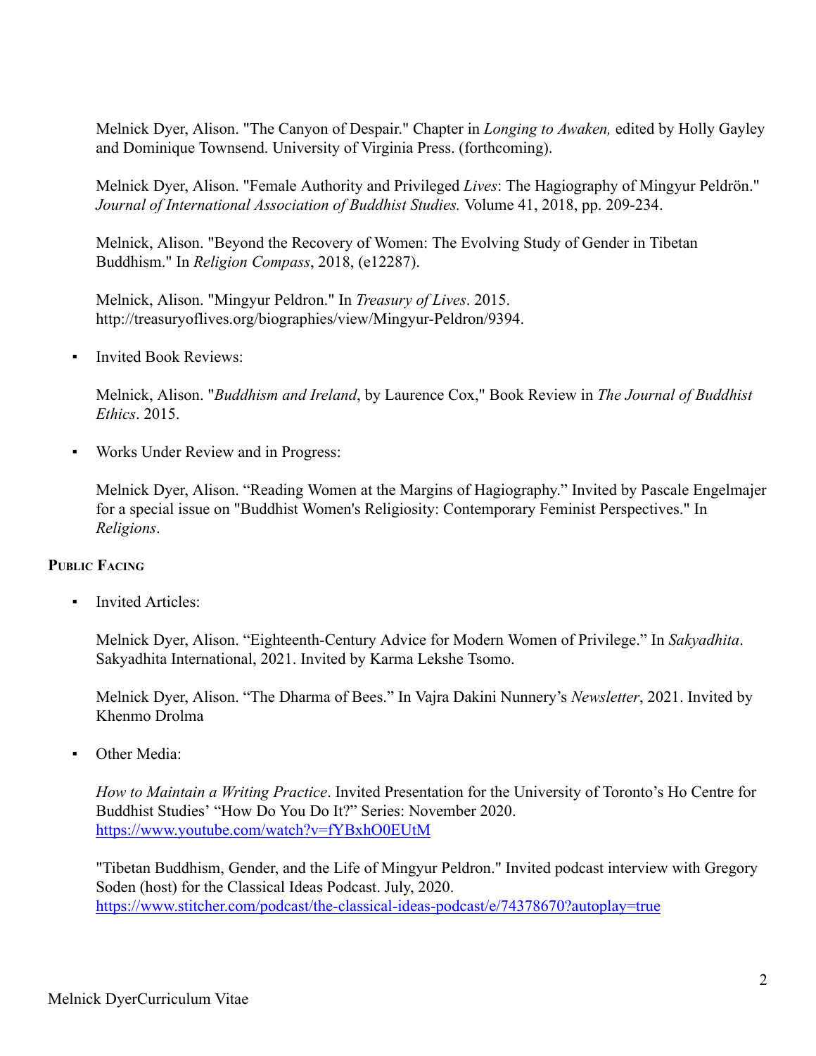Melnick Dyer, Alison. "The Canyon of Despair." Chapter in *Longing to Awaken,* edited by Holly Gayley and Dominique Townsend. University of Virginia Press. (forthcoming).

Melnick Dyer, Alison. "Female Authority and Privileged *Lives*: The Hagiography of Mingyur Peldrön." *Journal of International Association of Buddhist Studies.* Volume 41, 2018, pp. 209-234.

Melnick, Alison. "Beyond the Recovery of Women: The Evolving Study of Gender in Tibetan Buddhism." In *Religion Compass*, 2018, (e12287).

Melnick, Alison. "Mingyur Peldron." In *Treasury of Lives*. 2015. http://treasuryoflives.org/biographies/view/Mingyur-Peldron/9394.

- Invited Book Reviews:

Melnick, Alison. "*Buddhism and Ireland*, by Laurence Cox," Book Review in *The Journal of Buddhist Ethics*. 2015.

- Works Under Review and in Progress:

Melnick Dyer, Alison. "Reading Women at the Margins of Hagiography." Invited by Pascale Engelmajer for a special issue on "Buddhist Women's Religiosity: Contemporary Feminist Perspectives." In *Religions*.

### Public Facing

- Invited Articles:

Melnick Dyer, Alison. "Eighteenth-Century Advice for Modern Women of Privilege." In *Sakyadhita*. Sakyadhita International, 2021. Invited by Karma Lekshe Tsomo.

Melnick Dyer, Alison. "The Dharma of Bees." In Vajra Dakini Nunnery's *Newsletter*, 2021. Invited by Khenmo Drolma

- Other Media:

*How to Maintain a Writing Practice*. Invited Presentation for the University of Toronto's Ho Centre for Buddhist Studies' "How Do You Do It?" Series: November 2020. https://www.youtube.com/watch?v=fYBxhO0EUtM

"Tibetan Buddhism, Gender, and the Life of Mingyur Peldron." Invited podcast interview with Gregory Soden (host) for the Classical Ideas Podcast. July, 2020. https://www.stitcher.com/podcast/the-classical-ideas-podcast/e/74378670?autoplay=true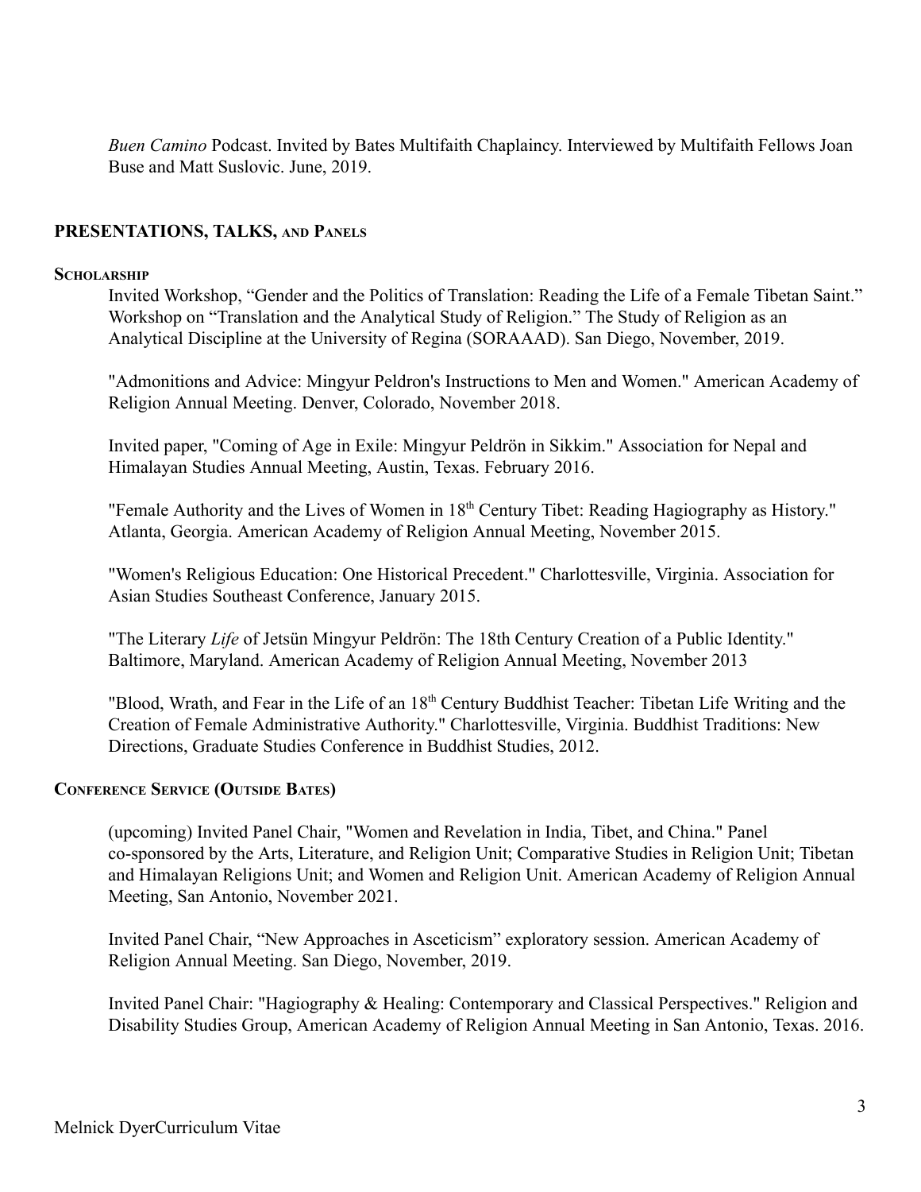*Buen Camino* Podcast. Invited by Bates Multifaith Chaplaincy. Interviewed by Multifaith Fellows Joan Buse and Matt Suslovic. June, 2019.

## PRESENTATIONS, TALKS, AND PANELS

### SCHOLARSHIP

Invited Workshop, "Gender and the Politics of Translation: Reading the Life of a Female Tibetan Saint." Workshop on "Translation and the Analytical Study of Religion." The Study of Religion as an Analytical Discipline at the University of Regina (SORAAAD). San Diego, November, 2019.

"Admonitions and Advice: Mingyur Peldron's Instructions to Men and Women." American Academy of Religion Annual Meeting. Denver, Colorado, November 2018.

Invited paper, "Coming of Age in Exile: Mingyur Peldrön in Sikkim." Association for Nepal and Himalayan Studies Annual Meeting, Austin, Texas. February 2016.

"Female Authority and the Lives of Women in 18th Century Tibet: Reading Hagiography as History." Atlanta, Georgia. American Academy of Religion Annual Meeting, November 2015.

"Women's Religious Education: One Historical Precedent." Charlottesville, Virginia. Association for Asian Studies Southeast Conference, January 2015.

"The Literary *Life* of Jetsün Mingyur Peldrön: The 18th Century Creation of a Public Identity." Baltimore, Maryland. American Academy of Religion Annual Meeting, November 2013

"Blood, Wrath, and Fear in the Life of an 18th Century Buddhist Teacher: Tibetan Life Writing and the Creation of Female Administrative Authority." Charlottesville, Virginia. Buddhist Traditions: New Directions, Graduate Studies Conference in Buddhist Studies, 2012.

### CONFERENCE SERVICE (OUTSIDE BATES)

(upcoming) Invited Panel Chair, "Women and Revelation in India, Tibet, and China." Panel co-sponsored by the Arts, Literature, and Religion Unit; Comparative Studies in Religion Unit; Tibetan and Himalayan Religions Unit; and Women and Religion Unit. American Academy of Religion Annual Meeting, San Antonio, November 2021.

Invited Panel Chair, "New Approaches in Asceticism" exploratory session. American Academy of Religion Annual Meeting. San Diego, November, 2019.

Invited Panel Chair: "Hagiography & Healing: Contemporary and Classical Perspectives." Religion and Disability Studies Group, American Academy of Religion Annual Meeting in San Antonio, Texas. 2016.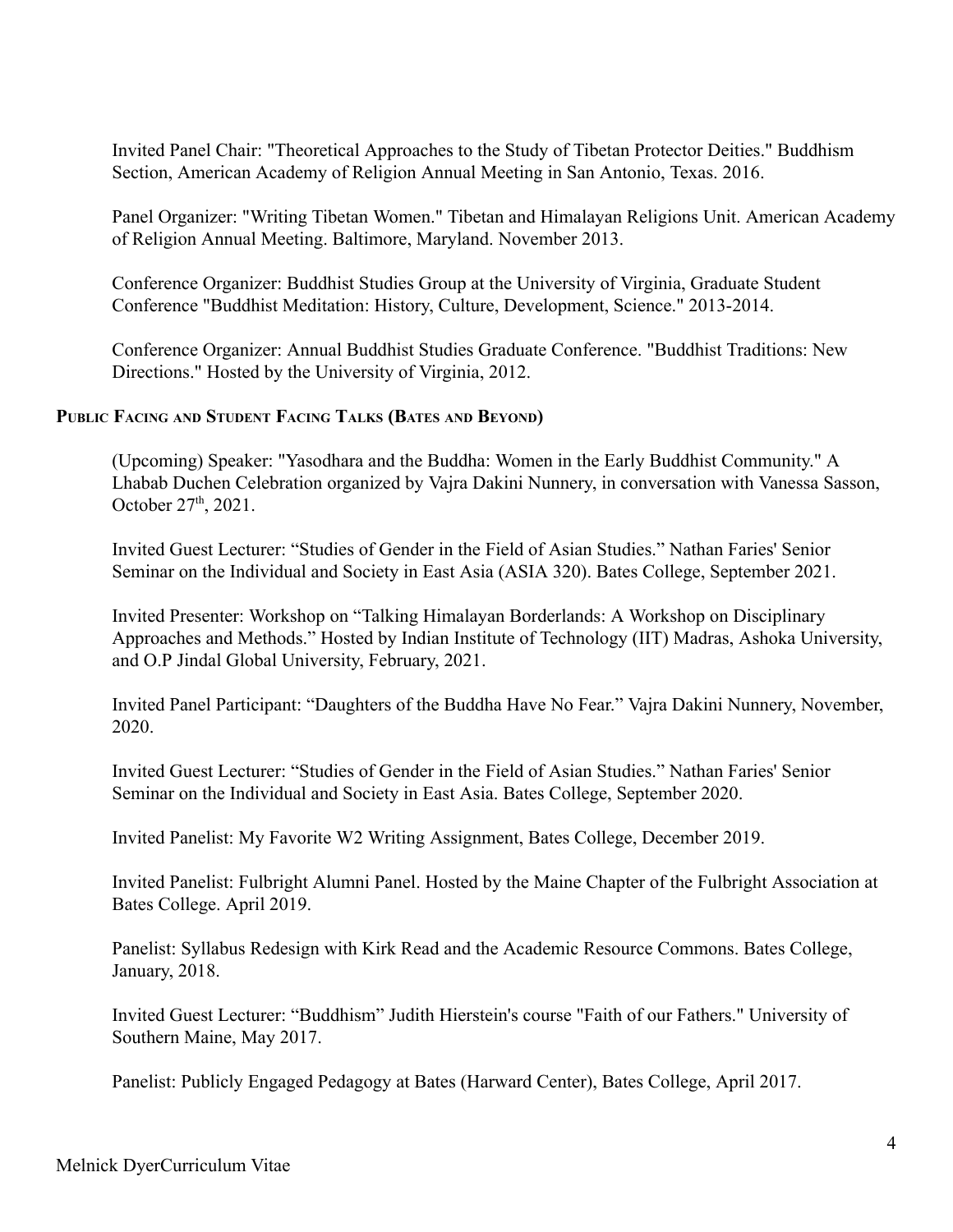Invited Panel Chair: "Theoretical Approaches to the Study of Tibetan Protector Deities." Buddhism Section, American Academy of Religion Annual Meeting in San Antonio, Texas. 2016.

Panel Organizer: "Writing Tibetan Women." Tibetan and Himalayan Religions Unit. American Academy of Religion Annual Meeting. Baltimore, Maryland. November 2013.

Conference Organizer: Buddhist Studies Group at the University of Virginia, Graduate Student Conference "Buddhist Meditation: History, Culture, Development, Science." 2013-2014.

Conference Organizer: Annual Buddhist Studies Graduate Conference. "Buddhist Traditions: New Directions." Hosted by the University of Virginia, 2012.

**Public Facing and Student Facing Talks (Bates and Beyond)**

(Upcoming) Speaker: "Yasodhara and the Buddha: Women in the Early Buddhist Community." A Lhabab Duchen Celebration organized by Vajra Dakini Nunnery, in conversation with Vanessa Sasson, October 27th, 2021.

Invited Guest Lecturer: "Studies of Gender in the Field of Asian Studies." Nathan Faries' Senior Seminar on the Individual and Society in East Asia (ASIA 320). Bates College, September 2021.

Invited Presenter: Workshop on "Talking Himalayan Borderlands: A Workshop on Disciplinary Approaches and Methods." Hosted by Indian Institute of Technology (IIT) Madras, Ashoka University, and O.P Jindal Global University, February, 2021.

Invited Panel Participant: "Daughters of the Buddha Have No Fear." Vajra Dakini Nunnery, November, 2020.

Invited Guest Lecturer: "Studies of Gender in the Field of Asian Studies." Nathan Faries' Senior Seminar on the Individual and Society in East Asia. Bates College, September 2020.

Invited Panelist: My Favorite W2 Writing Assignment, Bates College, December 2019.

Invited Panelist: Fulbright Alumni Panel. Hosted by the Maine Chapter of the Fulbright Association at Bates College. April 2019.

Panelist: Syllabus Redesign with Kirk Read and the Academic Resource Commons. Bates College, January, 2018.

Invited Guest Lecturer: "Buddhism" Judith Hierstein's course "Faith of our Fathers." University of Southern Maine, May 2017.

Panelist: Publicly Engaged Pedagogy at Bates (Harward Center), Bates College, April 2017.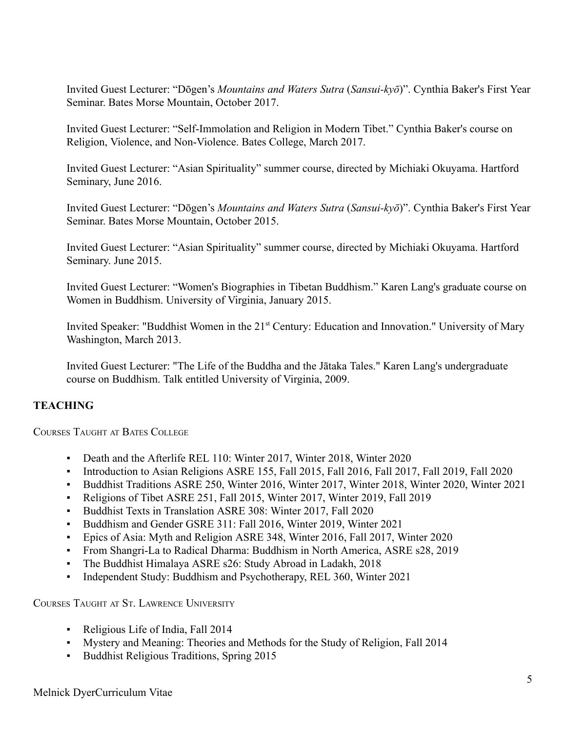Invited Guest Lecturer: "Dōgen's *Mountains and Waters Sutra* (*Sansui-kyō*)". Cynthia Baker's First Year Seminar. Bates Morse Mountain, October 2017.

Invited Guest Lecturer: "Self-Immolation and Religion in Modern Tibet." Cynthia Baker's course on Religion, Violence, and Non-Violence. Bates College, March 2017.

Invited Guest Lecturer: "Asian Spirituality" summer course, directed by Michiaki Okuyama. Hartford Seminary, June 2016.

Invited Guest Lecturer: "Dōgen's *Mountains and Waters Sutra* (*Sansui-kyō*)". Cynthia Baker's First Year Seminar. Bates Morse Mountain, October 2015.

Invited Guest Lecturer: "Asian Spirituality" summer course, directed by Michiaki Okuyama. Hartford Seminary. June 2015.

Invited Guest Lecturer: "Women's Biographies in Tibetan Buddhism." Karen Lang's graduate course on Women in Buddhism. University of Virginia, January 2015.

Invited Speaker: "Buddhist Women in the 21st Century: Education and Innovation." University of Mary Washington, March 2013.

Invited Guest Lecturer: "The Life of the Buddha and the Jātaka Tales." Karen Lang's undergraduate course on Buddhism. Talk entitled University of Virginia, 2009.

## TEACHING

COURSES TAUGHT AT BATES COLLEGE

- Death and the Afterlife REL 110: Winter 2017, Winter 2018, Winter 2020
- Introduction to Asian Religions ASRE 155, Fall 2015, Fall 2016, Fall 2017, Fall 2019, Fall 2020
- Buddhist Traditions ASRE 250, Winter 2016, Winter 2017, Winter 2018, Winter 2020, Winter 2021
- Religions of Tibet ASRE 251, Fall 2015, Winter 2017, Winter 2019, Fall 2019
- Buddhist Texts in Translation ASRE 308: Winter 2017, Fall 2020
- Buddhism and Gender GSRE 311: Fall 2016, Winter 2019, Winter 2021
- Epics of Asia: Myth and Religion ASRE 348, Winter 2016, Fall 2017, Winter 2020
- From Shangri-La to Radical Dharma: Buddhism in North America, ASRE s28, 2019
- The Buddhist Himalaya ASRE s26: Study Abroad in Ladakh, 2018
- Independent Study: Buddhism and Psychotherapy, REL 360, Winter 2021

COURSES TAUGHT AT ST. LAWRENCE UNIVERSITY

- Religious Life of India, Fall 2014
- Mystery and Meaning: Theories and Methods for the Study of Religion, Fall 2014
- Buddhist Religious Traditions, Spring 2015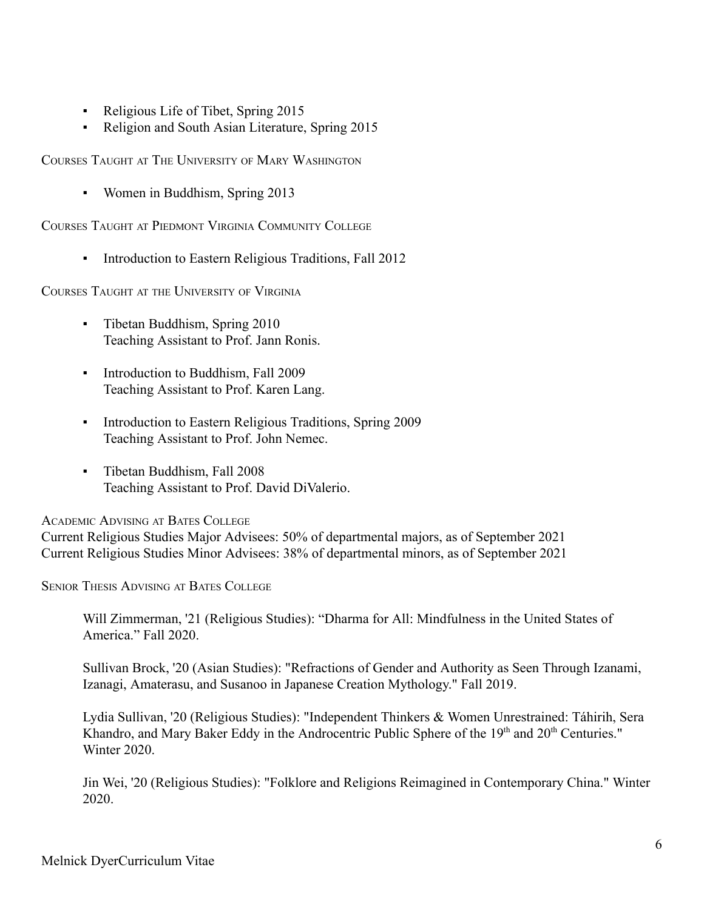- Religious Life of Tibet, Spring 2015
- Religion and South Asian Literature, Spring 2015

### Courses Taught at The University of Mary Washington

- Women in Buddhism, Spring 2013

### Courses Taught at Piedmont Virginia Community College

- Introduction to Eastern Religious Traditions, Fall 2012

### Courses Taught at the University of Virginia

- Tibetan Buddhism, Spring 2010
  Teaching Assistant to Prof. Jann Ronis.

- Introduction to Buddhism, Fall 2009
  Teaching Assistant to Prof. Karen Lang.

- Introduction to Eastern Religious Traditions, Spring 2009
  Teaching Assistant to Prof. John Nemec.

- Tibetan Buddhism, Fall 2008
  Teaching Assistant to Prof. David DiValerio.

### Academic Advising at Bates College

Current Religious Studies Major Advisees: 50% of departmental majors, as of September 2021
Current Religious Studies Minor Advisees: 38% of departmental minors, as of September 2021

### Senior Thesis Advising at Bates College

Will Zimmerman, '21 (Religious Studies): "Dharma for All: Mindfulness in the United States of America." Fall 2020.

Sullivan Brock, '20 (Asian Studies): "Refractions of Gender and Authority as Seen Through Izanami, Izanagi, Amaterasu, and Susanoo in Japanese Creation Mythology." Fall 2019.

Lydia Sullivan, '20 (Religious Studies): "Independent Thinkers & Women Unrestrained: Táhirih, Sera Khandro, and Mary Baker Eddy in the Androcentric Public Sphere of the 19th and 20th Centuries." Winter 2020.

Jin Wei, '20 (Religious Studies): "Folklore and Religions Reimagined in Contemporary China." Winter 2020.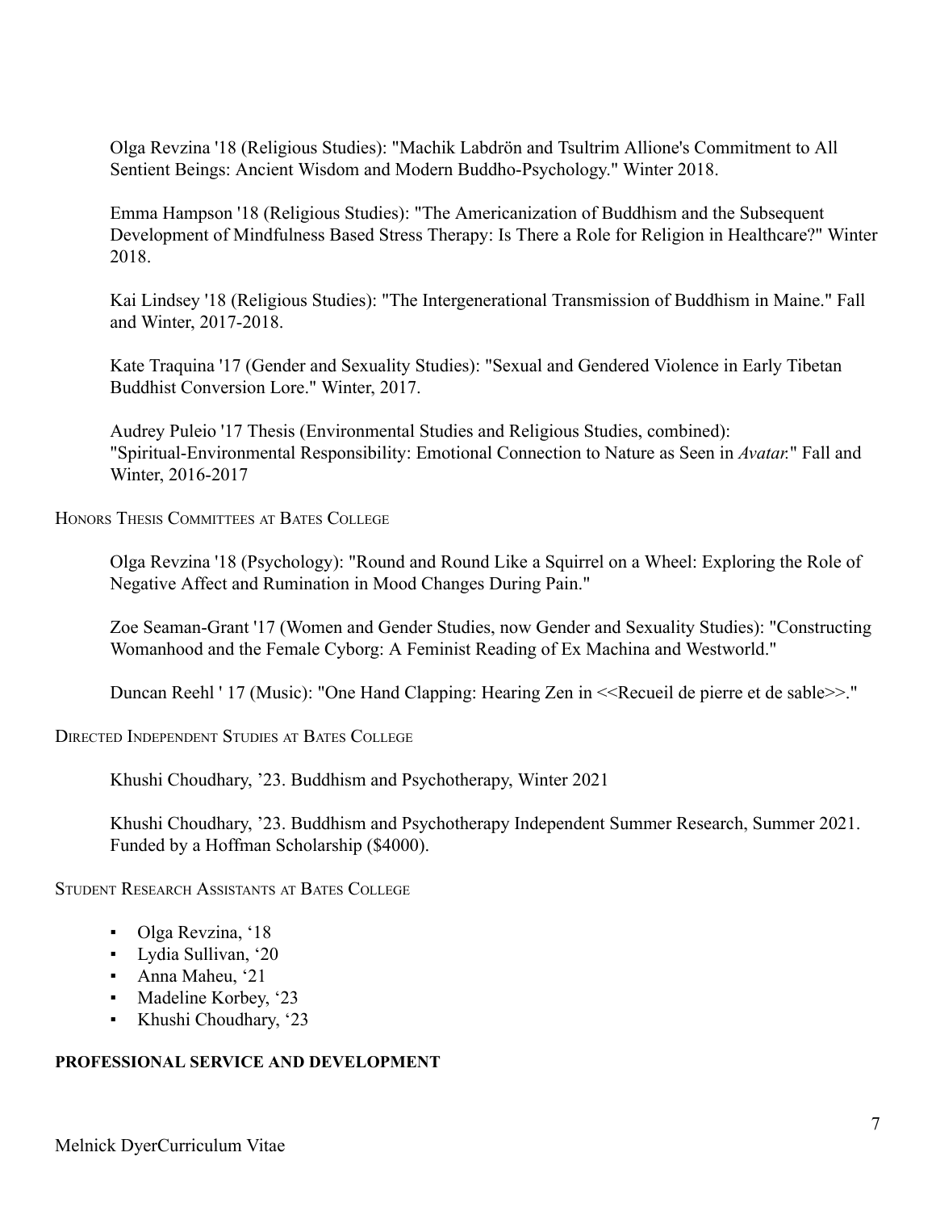Olga Revzina '18 (Religious Studies): "Machik Labdrön and Tsultrim Allione's Commitment to All Sentient Beings: Ancient Wisdom and Modern Buddho-Psychology." Winter 2018.

Emma Hampson '18 (Religious Studies): "The Americanization of Buddhism and the Subsequent Development of Mindfulness Based Stress Therapy: Is There a Role for Religion in Healthcare?" Winter 2018.

Kai Lindsey '18 (Religious Studies): "The Intergenerational Transmission of Buddhism in Maine." Fall and Winter, 2017-2018.

Kate Traquina '17 (Gender and Sexuality Studies): "Sexual and Gendered Violence in Early Tibetan Buddhist Conversion Lore." Winter, 2017.

Audrey Puleio '17 Thesis (Environmental Studies and Religious Studies, combined): "Spiritual-Environmental Responsibility: Emotional Connection to Nature as Seen in *Avatar*." Fall and Winter, 2016-2017

### Honors Thesis Committees at Bates College

Olga Revzina '18 (Psychology): "Round and Round Like a Squirrel on a Wheel: Exploring the Role of Negative Affect and Rumination in Mood Changes During Pain."

Zoe Seaman-Grant '17 (Women and Gender Studies, now Gender and Sexuality Studies): "Constructing Womanhood and the Female Cyborg: A Feminist Reading of Ex Machina and Westworld."

Duncan Reehl ' 17 (Music): "One Hand Clapping: Hearing Zen in <<Recueil de pierre et de sable>>."

### Directed Independent Studies at Bates College

Khushi Choudhary, '23. Buddhism and Psychotherapy, Winter 2021

Khushi Choudhary, '23. Buddhism and Psychotherapy Independent Summer Research, Summer 2021. Funded by a Hoffman Scholarship ($4000).

### Student Research Assistants at Bates College

- Olga Revzina, '18
- Lydia Sullivan, '20
- Anna Maheu, '21
- Madeline Korbey, '23
- Khushi Choudhary, '23

## PROFESSIONAL SERVICE AND DEVELOPMENT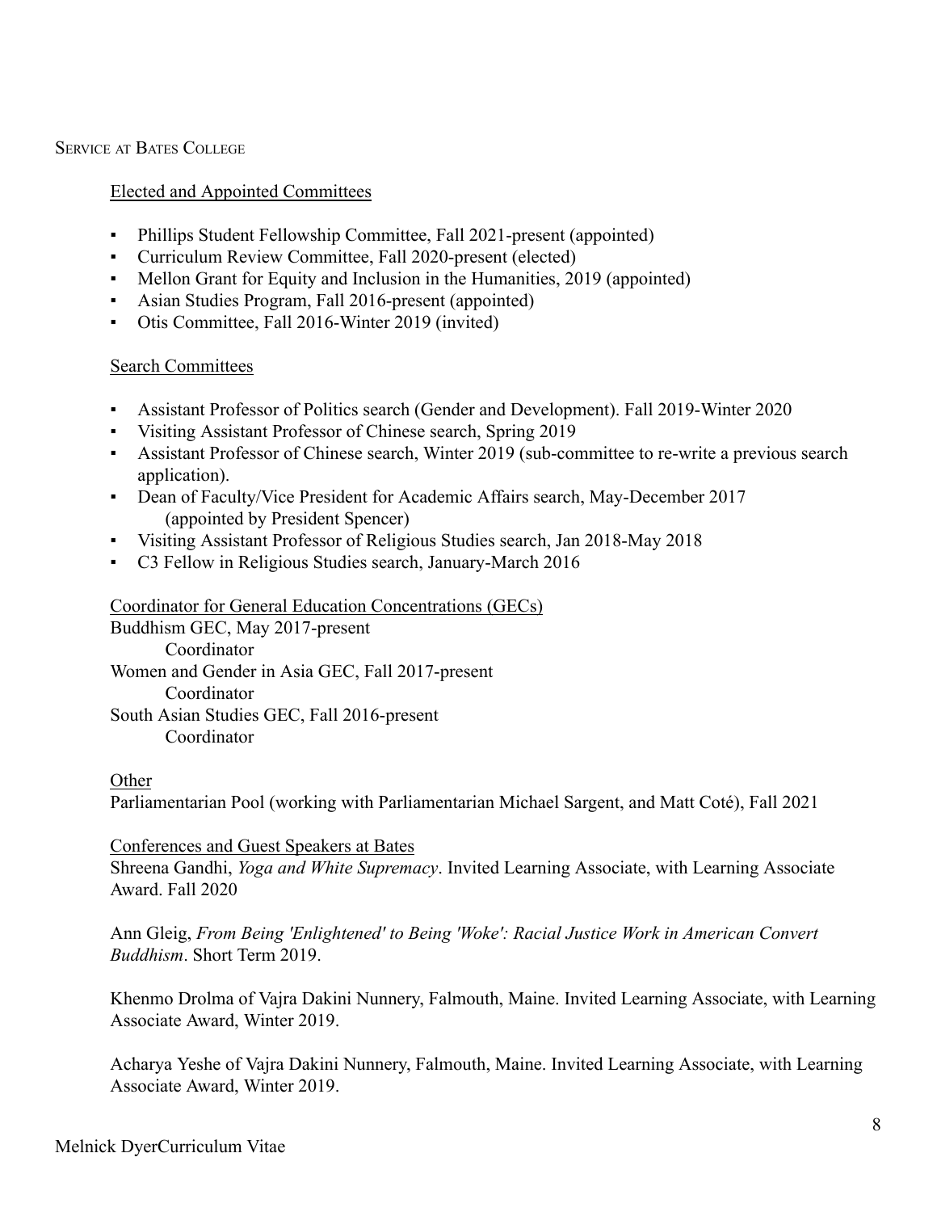## Service at Bates College

### Elected and Appointed Committees

- Phillips Student Fellowship Committee, Fall 2021-present (appointed)
- Curriculum Review Committee, Fall 2020-present (elected)
- Mellon Grant for Equity and Inclusion in the Humanities, 2019 (appointed)
- Asian Studies Program, Fall 2016-present (appointed)
- Otis Committee, Fall 2016-Winter 2019 (invited)

### Search Committees

- Assistant Professor of Politics search (Gender and Development). Fall 2019-Winter 2020
- Visiting Assistant Professor of Chinese search, Spring 2019
- Assistant Professor of Chinese search, Winter 2019 (sub-committee to re-write a previous search application).
- Dean of Faculty/Vice President for Academic Affairs search, May-December 2017 (appointed by President Spencer)
- Visiting Assistant Professor of Religious Studies search, Jan 2018-May 2018
- C3 Fellow in Religious Studies search, January-March 2016

### Coordinator for General Education Concentrations (GECs)

Buddhism GEC, May 2017-present
Coordinator

Women and Gender in Asia GEC, Fall 2017-present
Coordinator

South Asian Studies GEC, Fall 2016-present
Coordinator

### Other

Parliamentarian Pool (working with Parliamentarian Michael Sargent, and Matt Coté), Fall 2021

### Conferences and Guest Speakers at Bates

Shreena Gandhi, *Yoga and White Supremacy*. Invited Learning Associate, with Learning Associate Award. Fall 2020

Ann Gleig, *From Being 'Enlightened' to Being 'Woke': Racial Justice Work in American Convert Buddhism*. Short Term 2019.

Khenmo Drolma of Vajra Dakini Nunnery, Falmouth, Maine. Invited Learning Associate, with Learning Associate Award, Winter 2019.

Acharya Yeshe of Vajra Dakini Nunnery, Falmouth, Maine. Invited Learning Associate, with Learning Associate Award, Winter 2019.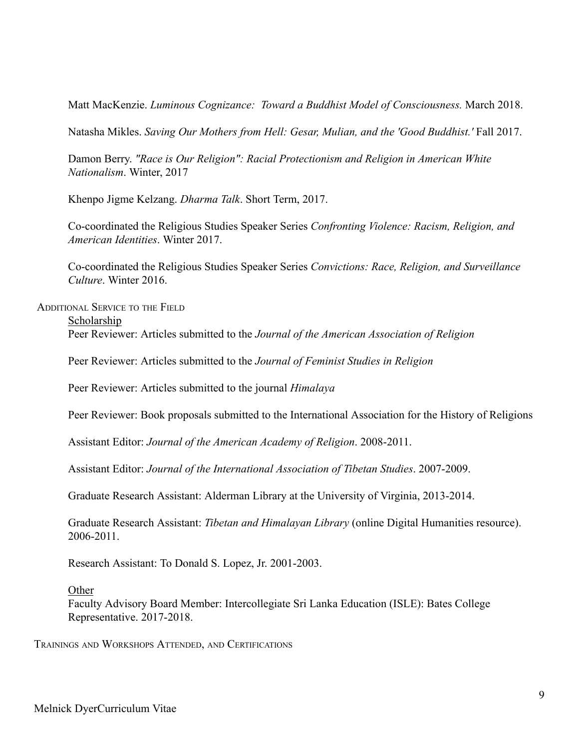Matt MacKenzie. *Luminous Cognizance: Toward a Buddhist Model of Consciousness.* March 2018.

Natasha Mikles. *Saving Our Mothers from Hell: Gesar, Mulian, and the 'Good Buddhist.'* Fall 2017.

Damon Berry. *"Race is Our Religion": Racial Protectionism and Religion in American White Nationalism*. Winter, 2017

Khenpo Jigme Kelzang. *Dharma Talk*. Short Term, 2017.

Co-coordinated the Religious Studies Speaker Series *Confronting Violence: Racism, Religion, and American Identities*. Winter 2017.

Co-coordinated the Religious Studies Speaker Series *Convictions: Race, Religion, and Surveillance Culture*. Winter 2016.

## Additional Service to the Field

Scholarship

Peer Reviewer: Articles submitted to the *Journal of the American Association of Religion*

Peer Reviewer: Articles submitted to the *Journal of Feminist Studies in Religion*

Peer Reviewer: Articles submitted to the journal *Himalaya*

Peer Reviewer: Book proposals submitted to the International Association for the History of Religions

Assistant Editor: *Journal of the American Academy of Religion*. 2008-2011.

Assistant Editor: *Journal of the International Association of Tibetan Studies*. 2007-2009.

Graduate Research Assistant: Alderman Library at the University of Virginia, 2013-2014.

Graduate Research Assistant: *Tibetan and Himalayan Library* (online Digital Humanities resource). 2006-2011.

Research Assistant: To Donald S. Lopez, Jr. 2001-2003.

Other

Faculty Advisory Board Member: Intercollegiate Sri Lanka Education (ISLE): Bates College Representative. 2017-2018.

## Trainings and Workshops Attended, and Certifications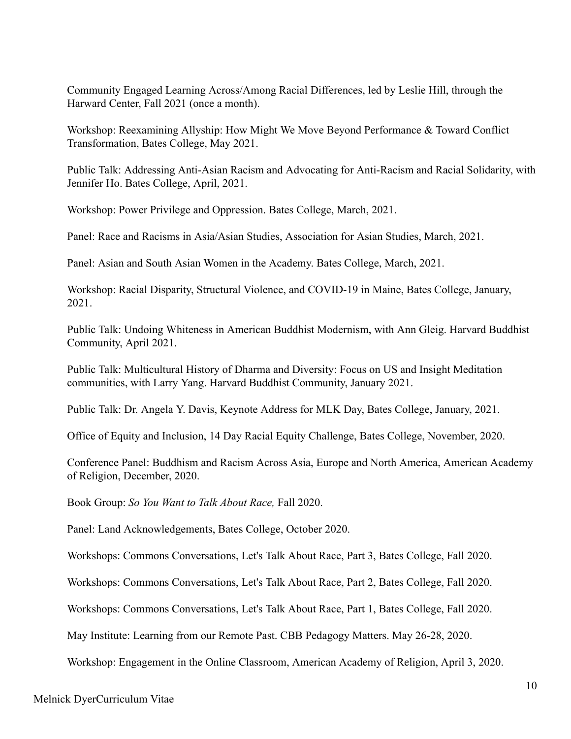Community Engaged Learning Across/Among Racial Differences, led by Leslie Hill, through the Harward Center, Fall 2021 (once a month).

Workshop: Reexamining Allyship: How Might We Move Beyond Performance & Toward Conflict Transformation, Bates College, May 2021.

Public Talk: Addressing Anti-Asian Racism and Advocating for Anti-Racism and Racial Solidarity, with Jennifer Ho. Bates College, April, 2021.

Workshop: Power Privilege and Oppression. Bates College, March, 2021.

Panel: Race and Racisms in Asia/Asian Studies, Association for Asian Studies, March, 2021.

Panel: Asian and South Asian Women in the Academy. Bates College, March, 2021.

Workshop: Racial Disparity, Structural Violence, and COVID-19 in Maine, Bates College, January, 2021.

Public Talk: Undoing Whiteness in American Buddhist Modernism, with Ann Gleig. Harvard Buddhist Community, April 2021.

Public Talk: Multicultural History of Dharma and Diversity: Focus on US and Insight Meditation communities, with Larry Yang. Harvard Buddhist Community, January 2021.

Public Talk: Dr. Angela Y. Davis, Keynote Address for MLK Day, Bates College, January, 2021.

Office of Equity and Inclusion, 14 Day Racial Equity Challenge, Bates College, November, 2020.

Conference Panel: Buddhism and Racism Across Asia, Europe and North America, American Academy of Religion, December, 2020.

Book Group: *So You Want to Talk About Race,* Fall 2020.

Panel: Land Acknowledgements, Bates College, October 2020.

Workshops: Commons Conversations, Let's Talk About Race, Part 3, Bates College, Fall 2020.

Workshops: Commons Conversations, Let's Talk About Race, Part 2, Bates College, Fall 2020.

Workshops: Commons Conversations, Let's Talk About Race, Part 1, Bates College, Fall 2020.

May Institute: Learning from our Remote Past. CBB Pedagogy Matters. May 26-28, 2020.

Workshop: Engagement in the Online Classroom, American Academy of Religion, April 3, 2020.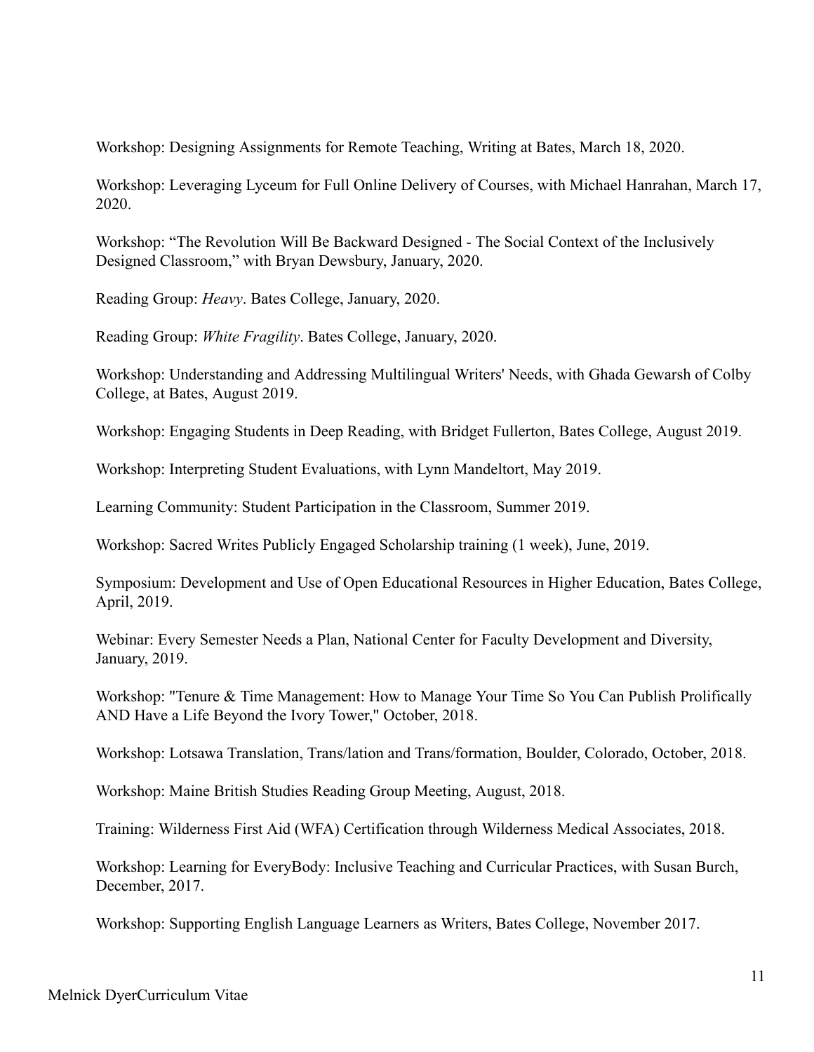Workshop: Designing Assignments for Remote Teaching, Writing at Bates, March 18, 2020.

Workshop: Leveraging Lyceum for Full Online Delivery of Courses, with Michael Hanrahan, March 17, 2020.

Workshop: “The Revolution Will Be Backward Designed - The Social Context of the Inclusively Designed Classroom,” with Bryan Dewsbury, January, 2020.

Reading Group: *Heavy*. Bates College, January, 2020.

Reading Group: *White Fragility*. Bates College, January, 2020.

Workshop: Understanding and Addressing Multilingual Writers' Needs, with Ghada Gewarsh of Colby College, at Bates, August 2019.

Workshop: Engaging Students in Deep Reading, with Bridget Fullerton, Bates College, August 2019.

Workshop: Interpreting Student Evaluations, with Lynn Mandeltort, May 2019.

Learning Community: Student Participation in the Classroom, Summer 2019.

Workshop: Sacred Writes Publicly Engaged Scholarship training (1 week), June, 2019.

Symposium: Development and Use of Open Educational Resources in Higher Education, Bates College, April, 2019.

Webinar: Every Semester Needs a Plan, National Center for Faculty Development and Diversity, January, 2019.

Workshop: "Tenure & Time Management: How to Manage Your Time So You Can Publish Prolifically AND Have a Life Beyond the Ivory Tower," October, 2018.

Workshop: Lotsawa Translation, Trans/lation and Trans/formation, Boulder, Colorado, October, 2018.

Workshop: Maine British Studies Reading Group Meeting, August, 2018.

Training: Wilderness First Aid (WFA) Certification through Wilderness Medical Associates, 2018.

Workshop: Learning for EveryBody: Inclusive Teaching and Curricular Practices, with Susan Burch, December, 2017.

Workshop: Supporting English Language Learners as Writers, Bates College, November 2017.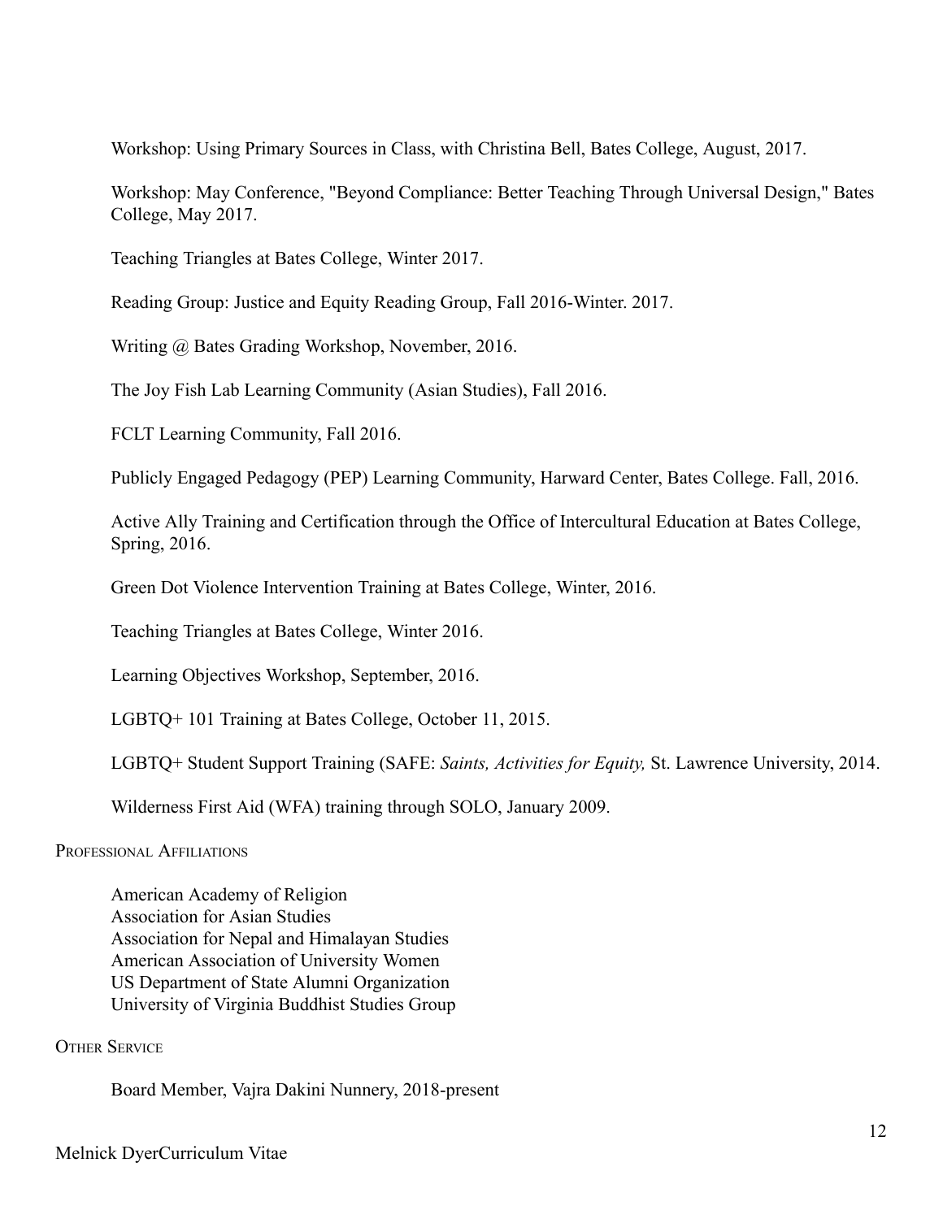Workshop: Using Primary Sources in Class, with Christina Bell, Bates College, August, 2017.

Workshop: May Conference, "Beyond Compliance: Better Teaching Through Universal Design," Bates College, May 2017.

Teaching Triangles at Bates College, Winter 2017.

Reading Group: Justice and Equity Reading Group, Fall 2016-Winter. 2017.

Writing @ Bates Grading Workshop, November, 2016.

The Joy Fish Lab Learning Community (Asian Studies), Fall 2016.

FCLT Learning Community, Fall 2016.

Publicly Engaged Pedagogy (PEP) Learning Community, Harward Center, Bates College. Fall, 2016.

Active Ally Training and Certification through the Office of Intercultural Education at Bates College, Spring, 2016.

Green Dot Violence Intervention Training at Bates College, Winter, 2016.

Teaching Triangles at Bates College, Winter 2016.

Learning Objectives Workshop, September, 2016.

LGBTQ+ 101 Training at Bates College, October 11, 2015.

LGBTQ+ Student Support Training (SAFE: *Saints, Activities for Equity,* St. Lawrence University, 2014.

Wilderness First Aid (WFA) training through SOLO, January 2009.

## Professional Affiliations

American Academy of Religion
Association for Asian Studies
Association for Nepal and Himalayan Studies
American Association of University Women
US Department of State Alumni Organization
University of Virginia Buddhist Studies Group

## Other Service

Board Member, Vajra Dakini Nunnery, 2018-present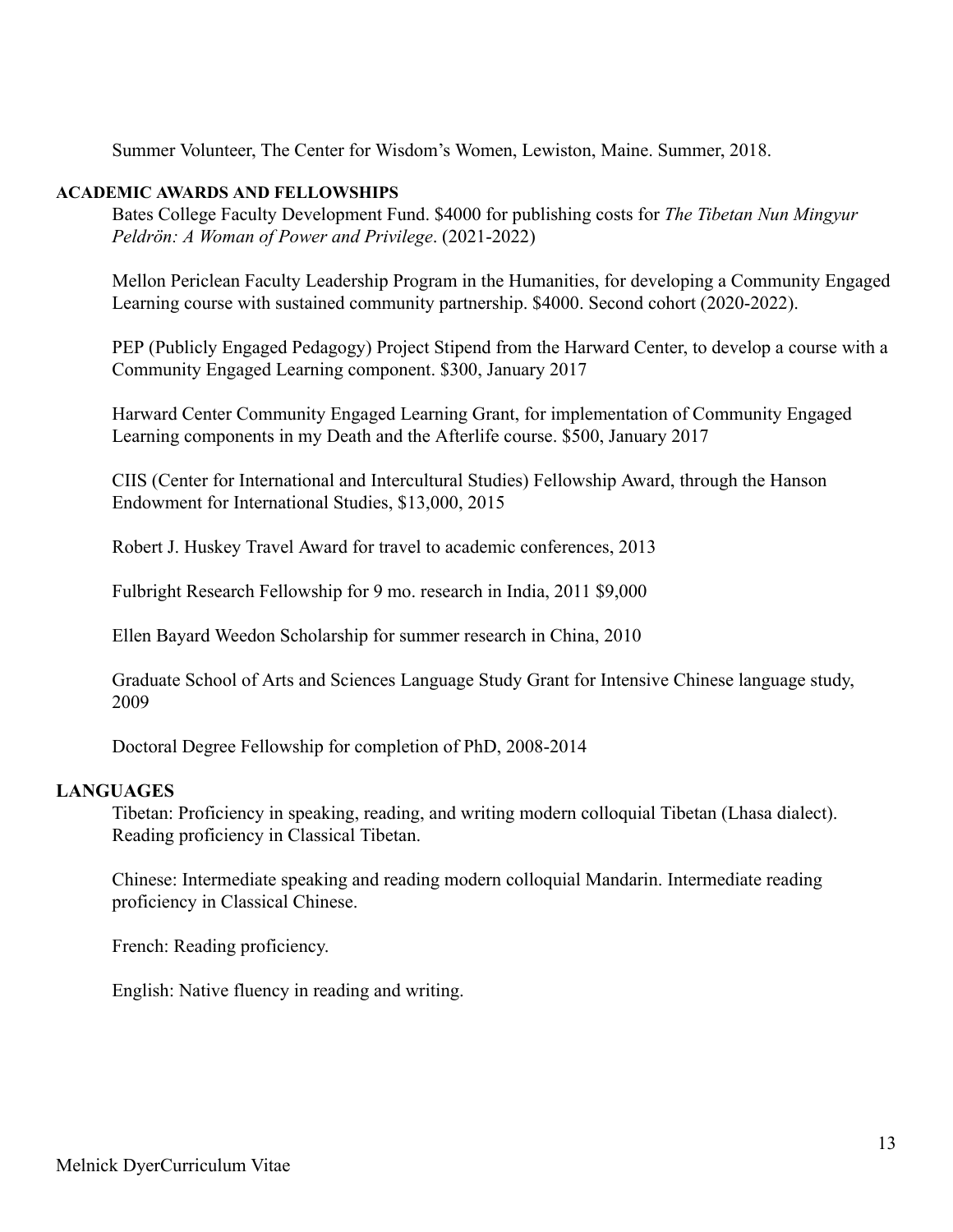Summer Volunteer, The Center for Wisdom's Women, Lewiston, Maine. Summer, 2018.

## ACADEMIC AWARDS AND FELLOWSHIPS

Bates College Faculty Development Fund. $4000 for publishing costs for *The Tibetan Nun Mingyur Peldrön: A Woman of Power and Privilege*. (2021-2022)

Mellon Periclean Faculty Leadership Program in the Humanities, for developing a Community Engaged Learning course with sustained community partnership. $4000. Second cohort (2020-2022).

PEP (Publicly Engaged Pedagogy) Project Stipend from the Harward Center, to develop a course with a Community Engaged Learning component. $300, January 2017

Harward Center Community Engaged Learning Grant, for implementation of Community Engaged Learning components in my Death and the Afterlife course. $500, January 2017

CIIS (Center for International and Intercultural Studies) Fellowship Award, through the Hanson Endowment for International Studies, $13,000, 2015

Robert J. Huskey Travel Award for travel to academic conferences, 2013

Fulbright Research Fellowship for 9 mo. research in India, 2011 $9,000

Ellen Bayard Weedon Scholarship for summer research in China, 2010

Graduate School of Arts and Sciences Language Study Grant for Intensive Chinese language study, 2009

Doctoral Degree Fellowship for completion of PhD, 2008-2014

## LANGUAGES

Tibetan: Proficiency in speaking, reading, and writing modern colloquial Tibetan (Lhasa dialect). Reading proficiency in Classical Tibetan.

Chinese: Intermediate speaking and reading modern colloquial Mandarin. Intermediate reading proficiency in Classical Chinese.

French: Reading proficiency.

English: Native fluency in reading and writing.